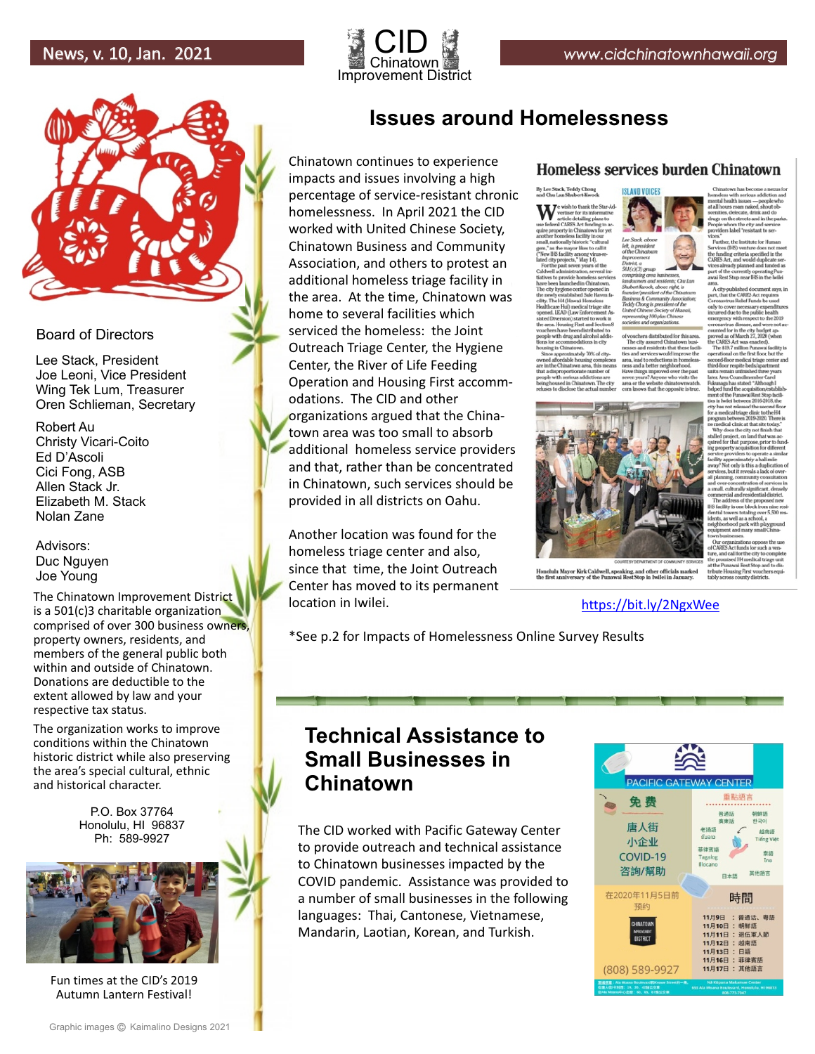News, v. 10, Jan. 2021

# CID Chinatown Improvement District

www.cidchinatownhawaii.org

## Issues around Homelessness

Chinatown continues to experience impacts and issues involving a high percentage of service-resistant chronic homelessness. In April 2021 the CID worked with United Chinese Society, Chinatown Business and Community Association, and others to protest an additional homeless triage facility in the area. At the time, Chinatown was home to several facilities which serviced the homeless: the Joint Outreach Triage Center, the Hygiene Center, the River of Life Feeding Operation and Housing First accommodations. The CID and other organizations argued that the Chinatown area was too small to absorb additional homeless service providers and that, rather than be concentrated in Chinatown, such services should be provided in all districts on Oahu.

Another location was found for the homeless triage center and also, since that time, the Joint Outreach Center has moved to its permanent location in Iwilei.

https://bit.ly/2NgxWee

*See p.2 for Impacts of Homelessness Online Survey Results

## Technical Assistance to Small Businesses in Chinatown

The CID worked with Pacific Gateway Center to provide outreach and technical assistance to Chinatown businesses impacted by the COVID pandemic. Assistance was provided to a number of small businesses in the following languages: Thai, Cantonese, Vietnamese, Mandarin, Laotian, Korean, and Turkish.

### Board of Directors

Lee Stack, President
Joe Leoni, Vice President
Wing Tek Lum, Treasurer
Oren Schlieman, Secretary

Robert Au
Christy Vicari-Coito
Ed D'Ascoli
Cici Fong, ASB
Allen Stack Jr.
Elizabeth M. Stack
Nolan Zane

Advisors:
Duc Nguyen
Joe Young

The Chinatown Improvement District is a 501(c)3 charitable organization comprised of over 300 business owners, property owners, residents, and members of the general public both within and outside of Chinatown. Donations are deductible to the extent allowed by law and your respective tax status.

The organization works to improve conditions within the Chinatown historic district while also preserving the area's special cultural, ethnic and historical character.

P.O. Box 37764
Honolulu, HI 96837
Ph: 589-9927

Fun times at the CID's 2019 Autumn Lantern Festival!

Graphic images © Kaimalino Designs 2021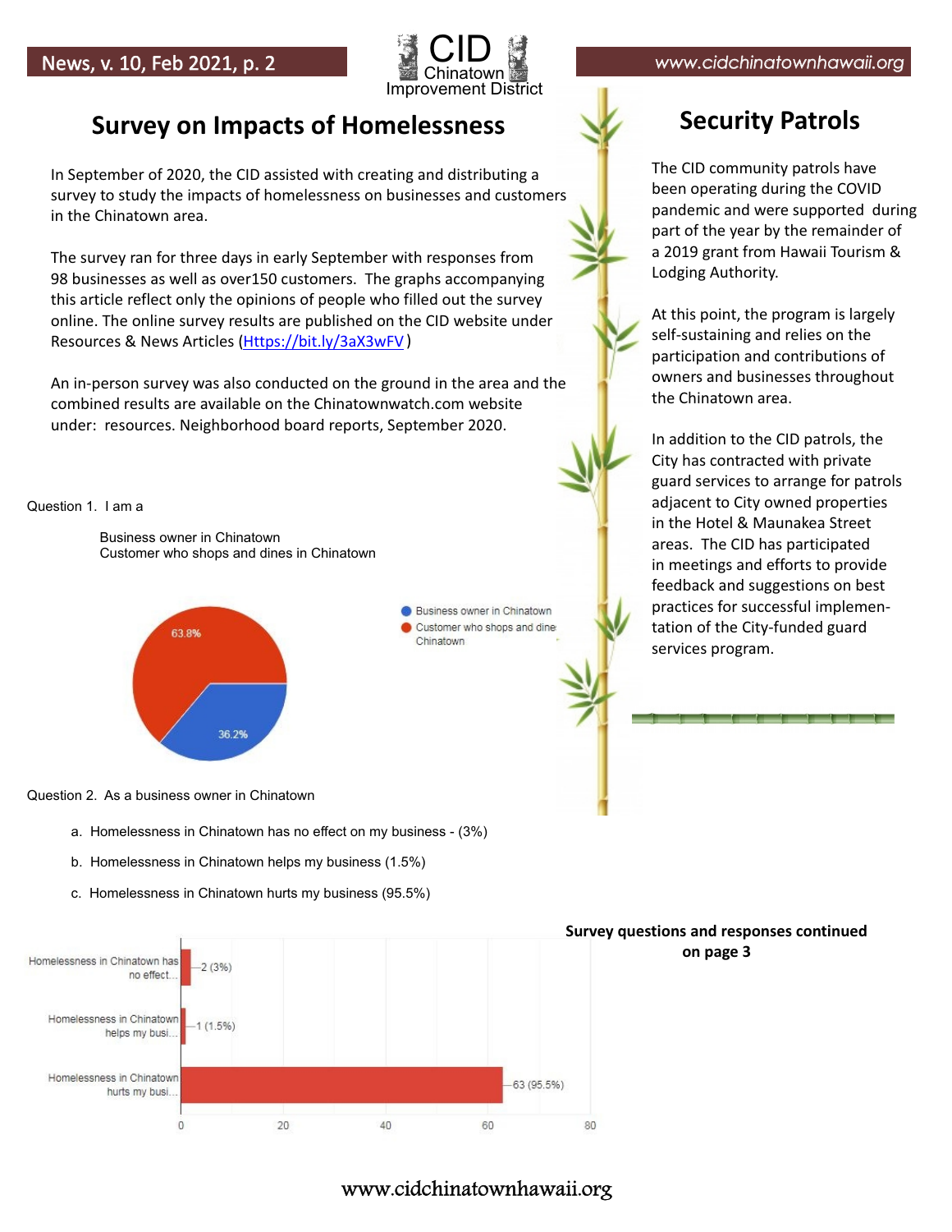## Survey on Impacts of Homelessness

In September of 2020, the CID assisted with creating and distributing a survey to study the impacts of homelessness on businesses and customers in the Chinatown area.

The survey ran for three days in early September with responses from 98 businesses as well as over150 customers. The graphs accompanying this article reflect only the opinions of people who filled out the survey online. The online survey results are published on the CID website under Resources & News Articles (Https://bit.ly/3aX3wFV )

An in-person survey was also conducted on the ground in the area and the combined results are available on the Chinatownwatch.com website under: resources. Neighborhood board reports, September 2020.

Question 1. I am a

Business owner in Chinatown
Customer who shops and dines in Chinatown

- Business owner in Chinatown: 36.2%
- Customer who shops and dines in Chinatown: 63.8%

Question 2. As a business owner in Chinatown

a. Homelessness in Chinatown has no effect on my business - (3%)

b. Homelessness in Chinatown helps my business (1.5%)

c. Homelessness in Chinatown hurts my business (95.5%)

| Response | Count |
| --- | --- |
| Homelessness in Chinatown has no effect... | 2 (3%) |
| Homelessness in Chinatown helps my busi... | 1 (1.5%) |
| Homelessness in Chinatown hurts my busi... | 63 (95.5%) |

**Survey questions and responses continued on page 3**

## Security Patrols

The CID community patrols have been operating during the COVID pandemic and were supported during part of the year by the remainder of a 2019 grant from Hawaii Tourism & Lodging Authority.

At this point, the program is largely self-sustaining and relies on the participation and contributions of owners and businesses throughout the Chinatown area.

In addition to the CID patrols, the City has contracted with private guard services to arrange for patrols adjacent to City owned properties in the Hotel & Maunakea Street areas. The CID has participated in meetings and efforts to provide feedback and suggestions on best practices for successful implementation of the City-funded guard services program.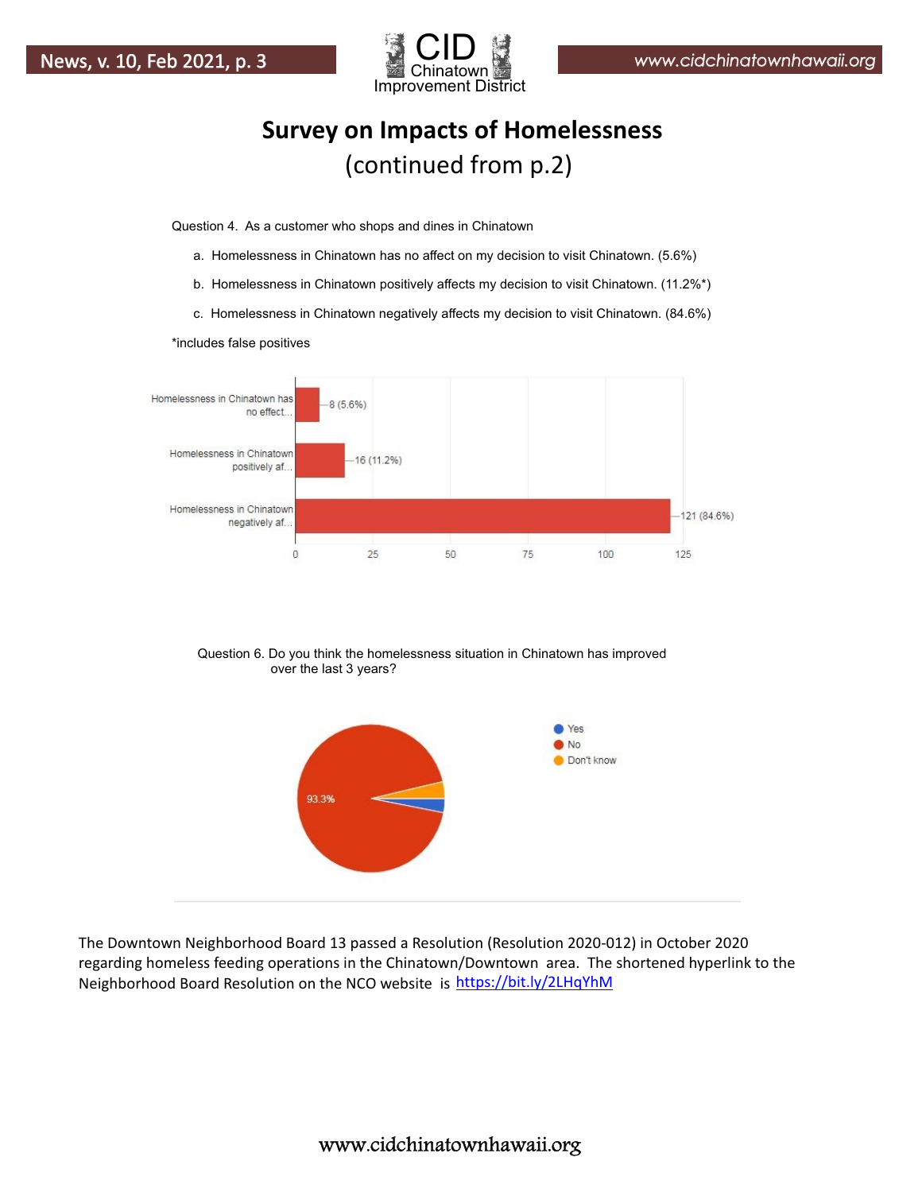# Survey on Impacts of Homelessness

(continued from p.2)

Question 4. As a customer who shops and dines in Chinatown

a. Homelessness in Chinatown has no affect on my decision to visit Chinatown. (5.6%)

b. Homelessness in Chinatown positively affects my decision to visit Chinatown. (11.2%*)

c. Homelessness in Chinatown negatively affects my decision to visit Chinatown. (84.6%)

*includes false positives

Homelessness in Chinatown has no effect...
8 (5.6%)
Homelessness in Chinatown positively af...
16 (11.2%)
Homelessness in Chinatown negatively af...
121 (84.6%)
0
25
50
75
100
125

Question 6. Do you think the homelessness situation in Chinatown has improved over the last 3 years?

93.3%
Yes
No
Don't know

The Downtown Neighborhood Board 13 passed a Resolution (Resolution 2020-012) in October 2020 regarding homeless feeding operations in the Chinatown/Downtown area. The shortened hyperlink to the Neighborhood Board Resolution on the NCO website is https://bit.ly/2LHqYhM